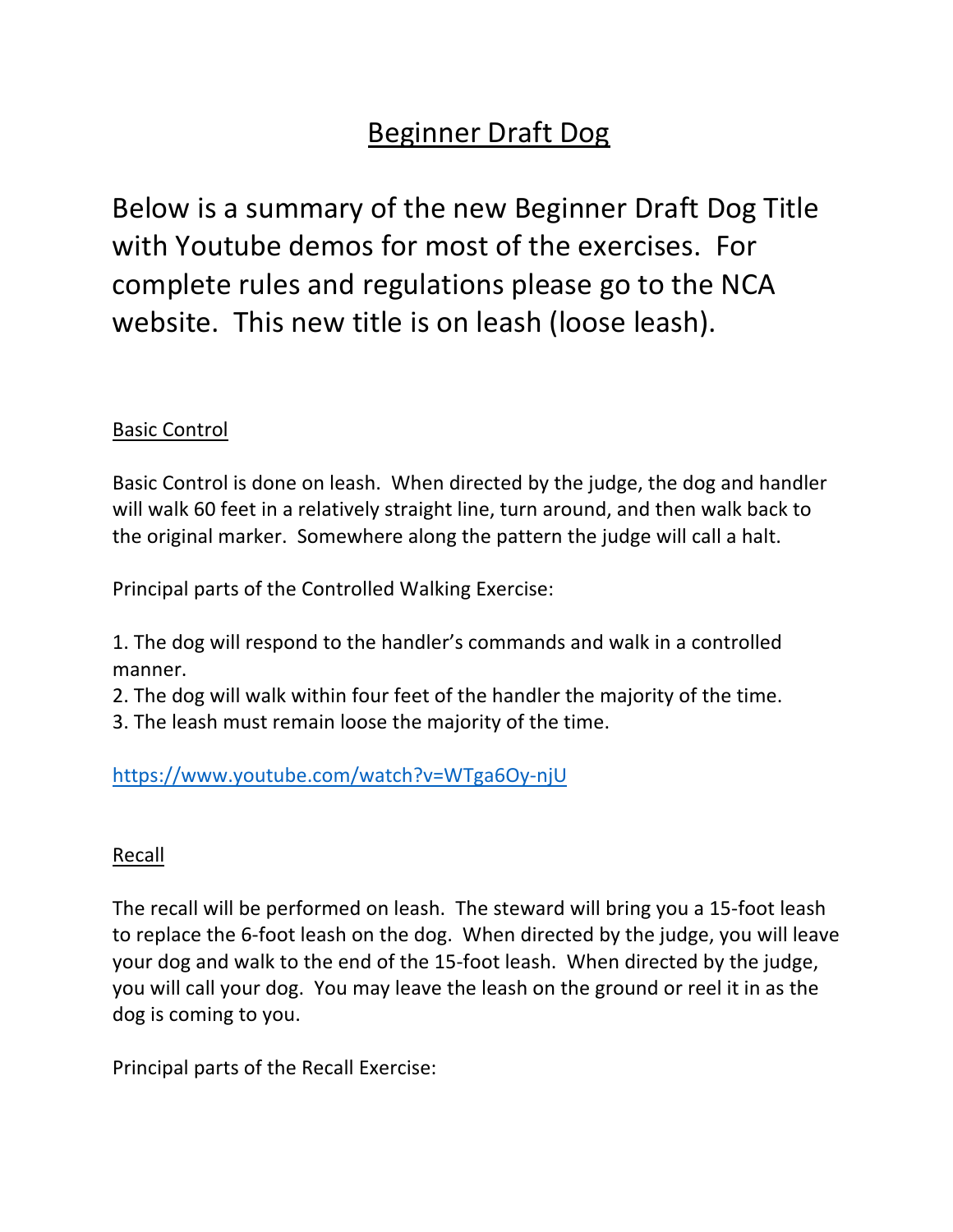# Beginner Draft Dog

Below is a summary of the new Beginner Draft Dog Title with Youtube demos for most of the exercises. For complete rules and regulations please go to the NCA website. This new title is on leash (loose leash).

## Basic Control

Basic Control is done on leash. When directed by the judge, the dog and handler will walk 60 feet in a relatively straight line, turn around, and then walk back to the original marker. Somewhere along the pattern the judge will call a halt.

Principal parts of the Controlled Walking Exercise:

1. The dog will respond to the handler's commands and walk in a controlled manner.
2. The dog will walk within four feet of the handler the majority of the time.
3. The leash must remain loose the majority of the time.

https://www.youtube.com/watch?v=WTga6Oy-njU

## Recall

The recall will be performed on leash. The steward will bring you a 15-foot leash to replace the 6-foot leash on the dog. When directed by the judge, you will leave your dog and walk to the end of the 15-foot leash. When directed by the judge, you will call your dog. You may leave the leash on the ground or reel it in as the dog is coming to you.

Principal parts of the Recall Exercise: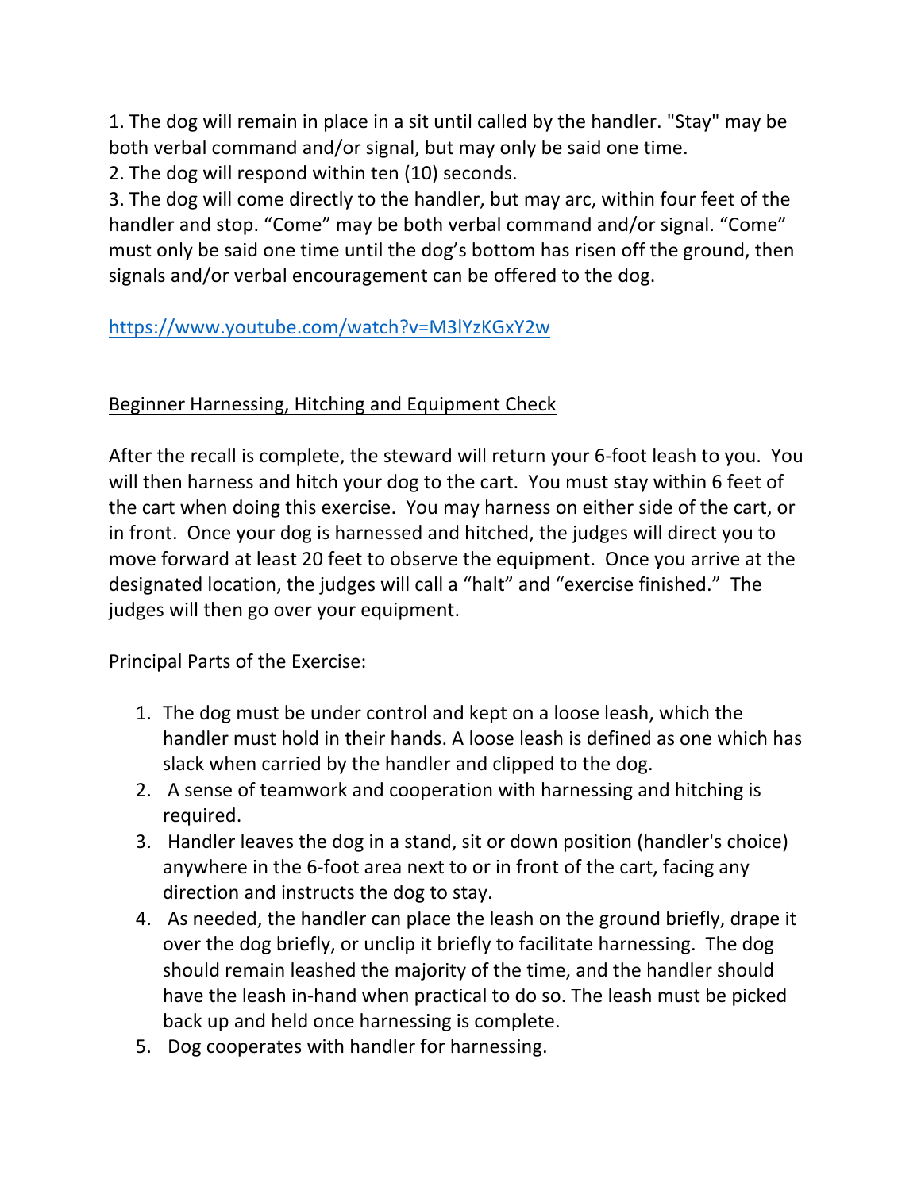1. The dog will remain in place in a sit until called by the handler. "Stay" may be both verbal command and/or signal, but may only be said one time.
2. The dog will respond within ten (10) seconds.
3. The dog will come directly to the handler, but may arc, within four feet of the handler and stop. “Come” may be both verbal command and/or signal. “Come” must only be said one time until the dog’s bottom has risen off the ground, then signals and/or verbal encouragement can be offered to the dog.

https://www.youtube.com/watch?v=M3lYzKGxY2w

<u>Beginner Harnessing, Hitching and Equipment Check</u>

After the recall is complete, the steward will return your 6-foot leash to you. You will then harness and hitch your dog to the cart. You must stay within 6 feet of the cart when doing this exercise. You may harness on either side of the cart, or in front. Once your dog is harnessed and hitched, the judges will direct you to move forward at least 20 feet to observe the equipment. Once you arrive at the designated location, the judges will call a “halt” and “exercise finished.” The judges will then go over your equipment.

Principal Parts of the Exercise:

1. The dog must be under control and kept on a loose leash, which the handler must hold in their hands. A loose leash is defined as one which has slack when carried by the handler and clipped to the dog.
2. A sense of teamwork and cooperation with harnessing and hitching is required.
3. Handler leaves the dog in a stand, sit or down position (handler's choice) anywhere in the 6-foot area next to or in front of the cart, facing any direction and instructs the dog to stay.
4. As needed, the handler can place the leash on the ground briefly, drape it over the dog briefly, or unclip it briefly to facilitate harnessing. The dog should remain leashed the majority of the time, and the handler should have the leash in-hand when practical to do so. The leash must be picked back up and held once harnessing is complete.
5. Dog cooperates with handler for harnessing.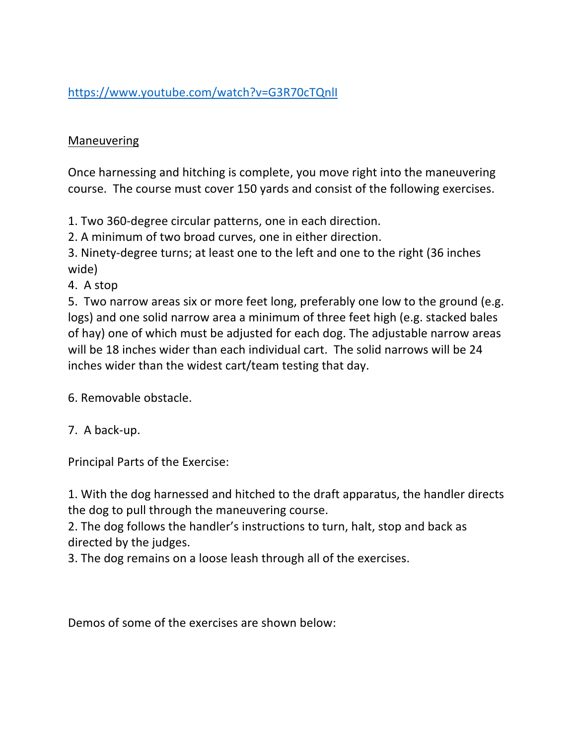https://www.youtube.com/watch?v=G3R70cTQnlI

<u>Maneuvering</u>

Once harnessing and hitching is complete, you move right into the maneuvering course. The course must cover 150 yards and consist of the following exercises.

1. Two 360-degree circular patterns, one in each direction.
2. A minimum of two broad curves, one in either direction.
3. Ninety-degree turns; at least one to the left and one to the right (36 inches wide)
4. A stop
5. Two narrow areas six or more feet long, preferably one low to the ground (e.g. logs) and one solid narrow area a minimum of three feet high (e.g. stacked bales of hay) one of which must be adjusted for each dog. The adjustable narrow areas will be 18 inches wider than each individual cart. The solid narrows will be 24 inches wider than the widest cart/team testing that day.
6. Removable obstacle.
7. A back-up.

Principal Parts of the Exercise:

1. With the dog harnessed and hitched to the draft apparatus, the handler directs the dog to pull through the maneuvering course.
2. The dog follows the handler's instructions to turn, halt, stop and back as directed by the judges.
3. The dog remains on a loose leash through all of the exercises.

Demos of some of the exercises are shown below: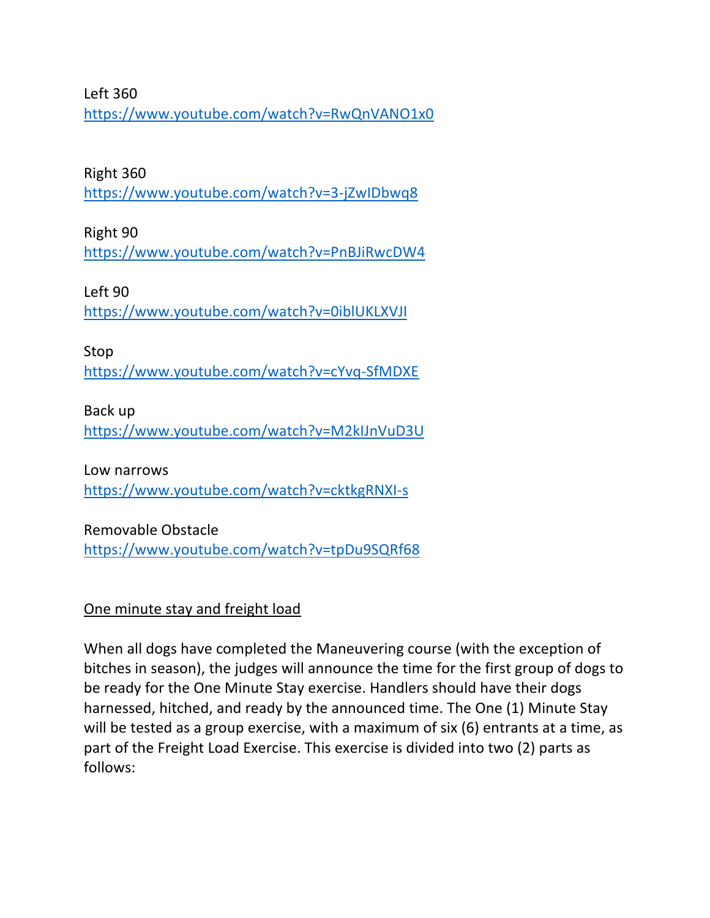Left 360
https://www.youtube.com/watch?v=RwQnVANO1x0

Right 360
https://www.youtube.com/watch?v=3-jZwIDbwq8

Right 90
https://www.youtube.com/watch?v=PnBJiRwcDW4

Left 90
https://www.youtube.com/watch?v=0iblUKLXVJI

Stop
https://www.youtube.com/watch?v=cYvq-SfMDXE

Back up
https://www.youtube.com/watch?v=M2klJnVuD3U

Low narrows
https://www.youtube.com/watch?v=cktkgRNXI-s

Removable Obstacle
https://www.youtube.com/watch?v=tpDu9SQRf68

<u>One minute stay and freight load</u>

When all dogs have completed the Maneuvering course (with the exception of bitches in season), the judges will announce the time for the first group of dogs to be ready for the One Minute Stay exercise. Handlers should have their dogs harnessed, hitched, and ready by the announced time. The One (1) Minute Stay will be tested as a group exercise, with a maximum of six (6) entrants at a time, as part of the Freight Load Exercise. This exercise is divided into two (2) parts as follows: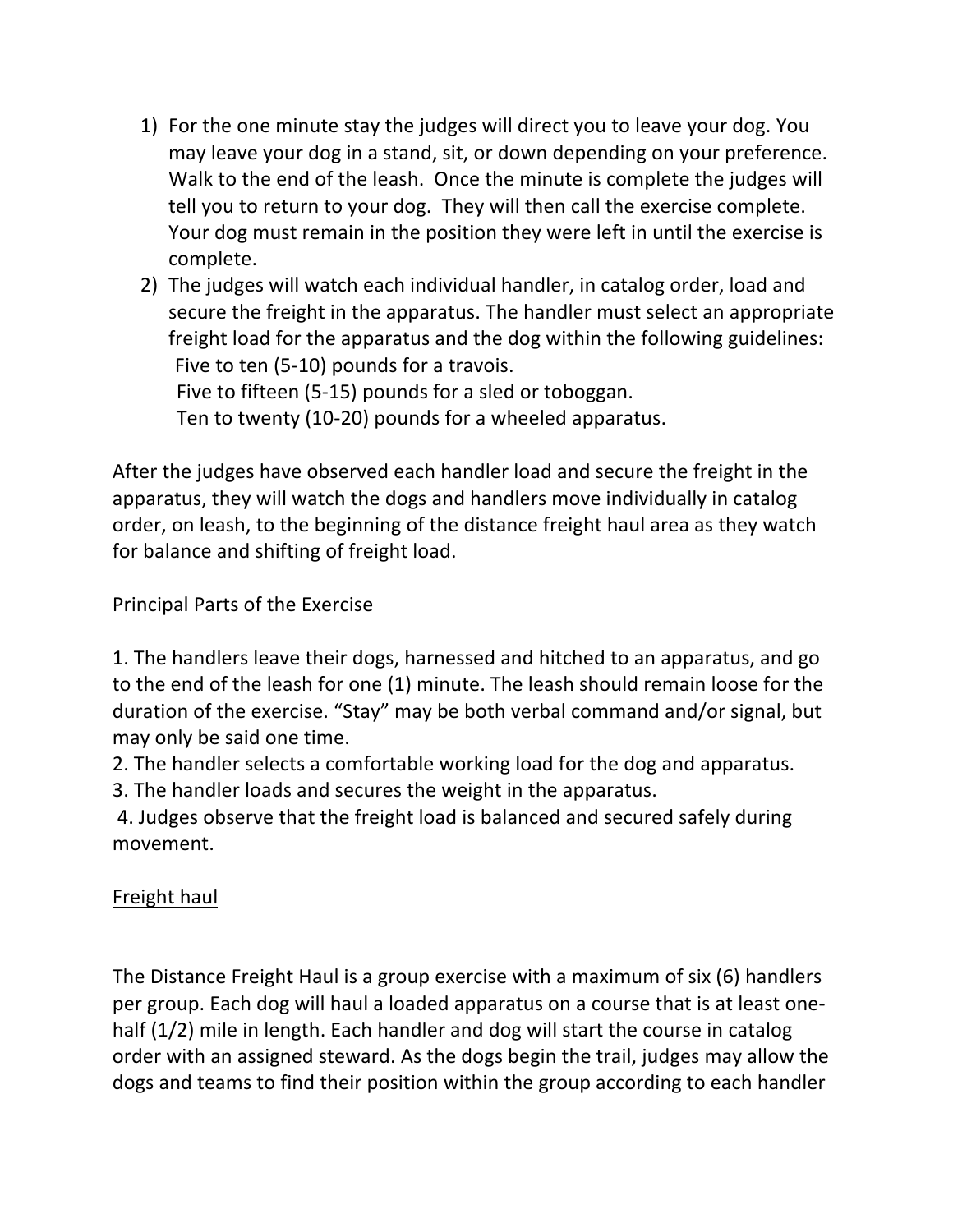1) For the one minute stay the judges will direct you to leave your dog. You may leave your dog in a stand, sit, or down depending on your preference. Walk to the end of the leash. Once the minute is complete the judges will tell you to return to your dog. They will then call the exercise complete. Your dog must remain in the position they were left in until the exercise is complete.
2) The judges will watch each individual handler, in catalog order, load and secure the freight in the apparatus. The handler must select an appropriate freight load for the apparatus and the dog within the following guidelines:
   Five to ten (5-10) pounds for a travois.
   Five to fifteen (5-15) pounds for a sled or toboggan.
   Ten to twenty (10-20) pounds for a wheeled apparatus.

After the judges have observed each handler load and secure the freight in the apparatus, they will watch the dogs and handlers move individually in catalog order, on leash, to the beginning of the distance freight haul area as they watch for balance and shifting of freight load.

Principal Parts of the Exercise

1. The handlers leave their dogs, harnessed and hitched to an apparatus, and go to the end of the leash for one (1) minute. The leash should remain loose for the duration of the exercise. "Stay" may be both verbal command and/or signal, but may only be said one time.
2. The handler selects a comfortable working load for the dog and apparatus.
3. The handler loads and secures the weight in the apparatus.
4. Judges observe that the freight load is balanced and secured safely during movement.

<u>Freight haul</u>

The Distance Freight Haul is a group exercise with a maximum of six (6) handlers per group. Each dog will haul a loaded apparatus on a course that is at least one-half (1/2) mile in length. Each handler and dog will start the course in catalog order with an assigned steward. As the dogs begin the trail, judges may allow the dogs and teams to find their position within the group according to each handler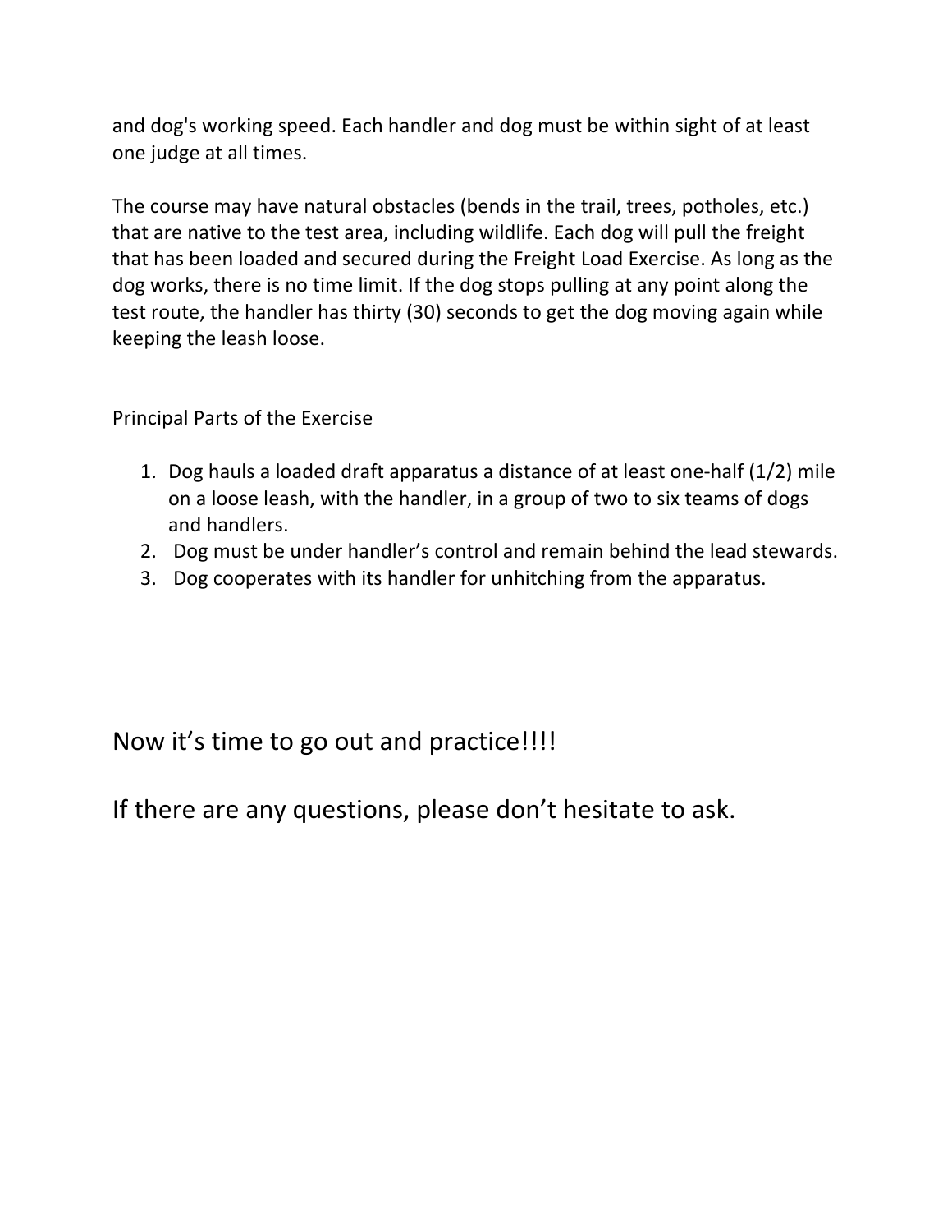and dog's working speed. Each handler and dog must be within sight of at least one judge at all times.

The course may have natural obstacles (bends in the trail, trees, potholes, etc.) that are native to the test area, including wildlife. Each dog will pull the freight that has been loaded and secured during the Freight Load Exercise. As long as the dog works, there is no time limit. If the dog stops pulling at any point along the test route, the handler has thirty (30) seconds to get the dog moving again while keeping the leash loose.

Principal Parts of the Exercise

1. Dog hauls a loaded draft apparatus a distance of at least one-half (1/2) mile on a loose leash, with the handler, in a group of two to six teams of dogs and handlers.
2. Dog must be under handler's control and remain behind the lead stewards.
3. Dog cooperates with its handler for unhitching from the apparatus.

## Now it's time to go out and practice!!!!

## If there are any questions, please don't hesitate to ask.